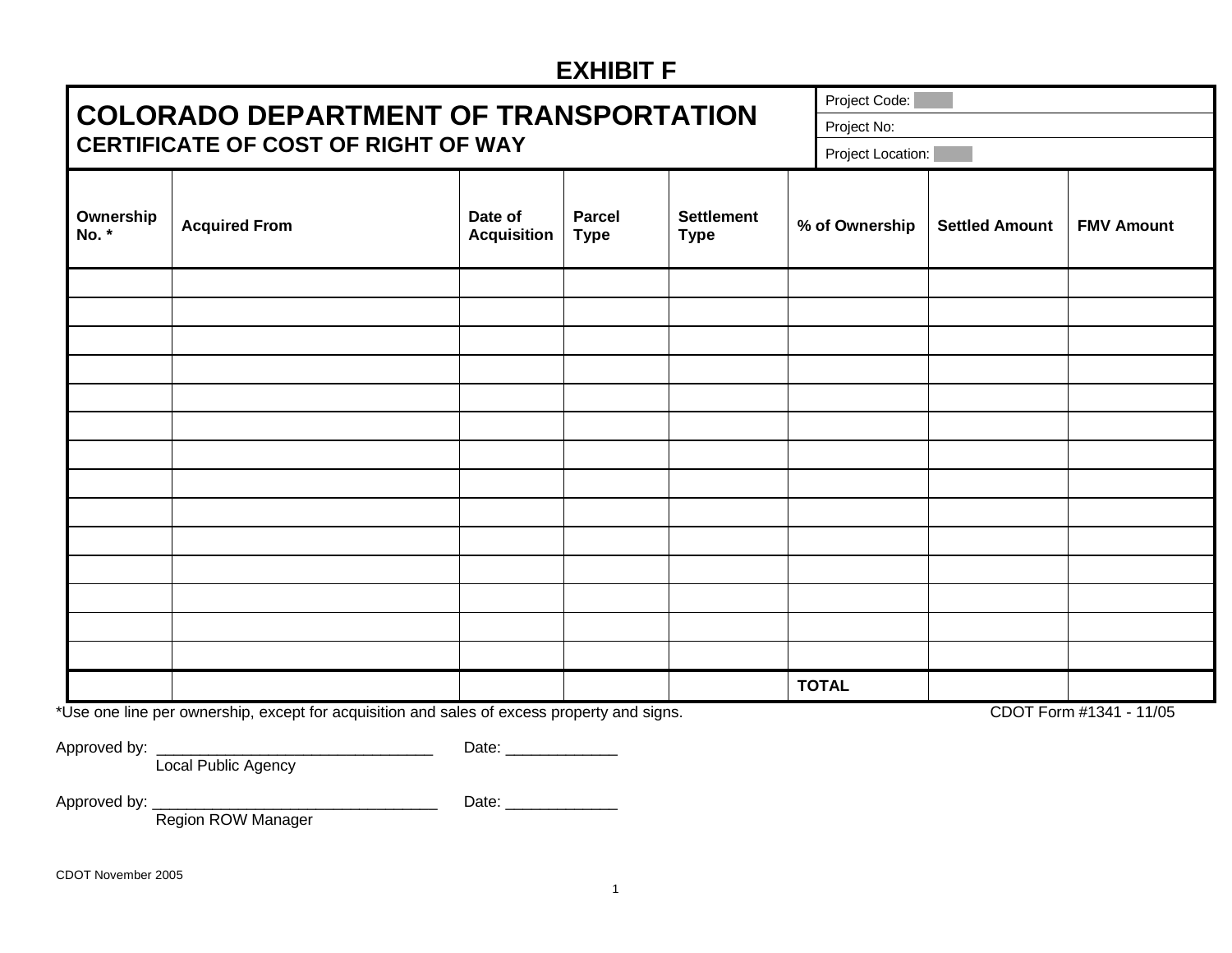# EXHIBIT F

## COLORADO DEPARTMENT OF TRANSPORTATION
### CERTIFICATE OF COST OF RIGHT OF WAY

Project Code:
Project No:
Project Location:

| Ownership No. * | Acquired From | Date of Acquisition | Parcel Type | Settlement Type | % of Ownership | Settled Amount | FMV Amount |
|---|---|---|---|---|---|---|---|
| | | | | | | | |
| | | | | | | | |
| | | | | | | | |
| | | | | | | | |
| | | | | | | | |
| | | | | | | | |
| | | | | | | | |
| | | | | | | | |
| | | | | | | | |
| | | | | | | | |
| | | | | | | | |
| | | | | | | | |
| | | | | | | | |
| | | | | | | | |
| | | | | | TOTAL | | |

*Use one line per ownership, except for acquisition and sales of excess property and signs.

CDOT Form #1341 - 11/05

Approved by: ________________________________ Date: _____________
Local Public Agency

Approved by: _________________________________ Date: _____________
Region ROW Manager

CDOT November 2005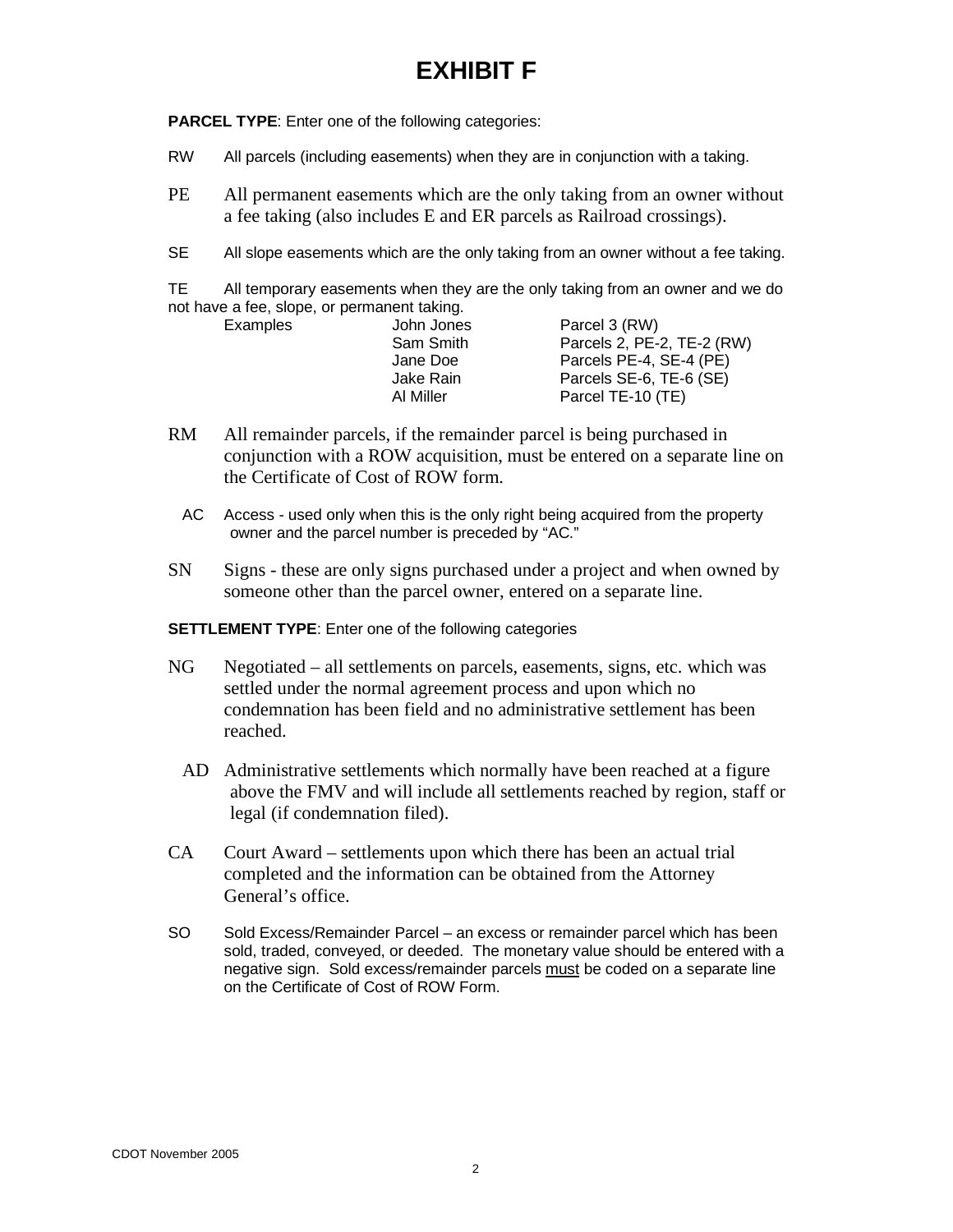# EXHIBIT F

**PARCEL TYPE**: Enter one of the following categories:

RW All parcels (including easements) when they are in conjunction with a taking.

PE All permanent easements which are the only taking from an owner without a fee taking (also includes E and ER parcels as Railroad crossings).

SE All slope easements which are the only taking from an owner without a fee taking.

TE All temporary easements when they are the only taking from an owner and we do not have a fee, slope, or permanent taking.

| | | |
|---|---|---|
| Examples | John Jones | Parcel 3 (RW) |
| | Sam Smith | Parcels 2, PE-2, TE-2 (RW) |
| | Jane Doe | Parcels PE-4, SE-4 (PE) |
| | Jake Rain | Parcels SE-6, TE-6 (SE) |
| | Al Miller | Parcel TE-10 (TE) |

RM All remainder parcels, if the remainder parcel is being purchased in conjunction with a ROW acquisition, must be entered on a separate line on the Certificate of Cost of ROW form.

AC Access - used only when this is the only right being acquired from the property owner and the parcel number is preceded by "AC."

SN Signs - these are only signs purchased under a project and when owned by someone other than the parcel owner, entered on a separate line.

**SETTLEMENT TYPE**: Enter one of the following categories

NG Negotiated – all settlements on parcels, easements, signs, etc. which was settled under the normal agreement process and upon which no condemnation has been field and no administrative settlement has been reached.

AD Administrative settlements which normally have been reached at a figure above the FMV and will include all settlements reached by region, staff or legal (if condemnation filed).

CA Court Award – settlements upon which there has been an actual trial completed and the information can be obtained from the Attorney General's office.

SO Sold Excess/Remainder Parcel – an excess or remainder parcel which has been sold, traded, conveyed, or deeded. The monetary value should be entered with a negative sign. Sold excess/remainder parcels <u>must</u> be coded on a separate line on the Certificate of Cost of ROW Form.

CDOT November 2005